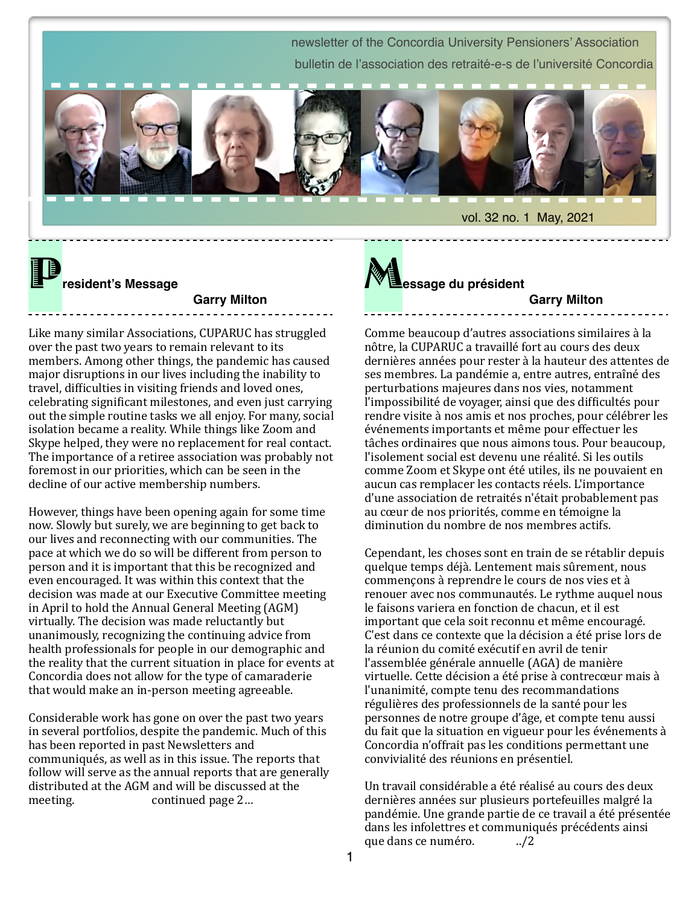newsletter of the Concordia University Pensioners' Association

bulletin de l'association des retraité-e-s de l'université Concordia

vol. 32 no. 1 May, 2021

## President's Message

**Garry Milton**

Like many similar Associations, CUPARUC has struggled over the past two years to remain relevant to its members. Among other things, the pandemic has caused major disruptions in our lives including the inability to travel, difficulties in visiting friends and loved ones, celebrating significant milestones, and even just carrying out the simple routine tasks we all enjoy. For many, social isolation became a reality. While things like Zoom and Skype helped, they were no replacement for real contact. The importance of a retiree association was probably not foremost in our priorities, which can be seen in the decline of our active membership numbers.

However, things have been opening again for some time now. Slowly but surely, we are beginning to get back to our lives and reconnecting with our communities. The pace at which we do so will be different from person to person and it is important that this be recognized and even encouraged. It was within this context that the decision was made at our Executive Committee meeting in April to hold the Annual General Meeting (AGM) virtually. The decision was made reluctantly but unanimously, recognizing the continuing advice from health professionals for people in our demographic and the reality that the current situation in place for events at Concordia does not allow for the type of camaraderie that would make an in-person meeting agreeable.

Considerable work has gone on over the past two years in several portfolios, despite the pandemic. Much of this has been reported in past Newsletters and communiqués, as well as in this issue. The reports that follow will serve as the annual reports that are generally distributed at the AGM and will be discussed at the meeting. continued page 2…

## Message du président

**Garry Milton**

Comme beaucoup d'autres associations similaires à la nôtre, la CUPARUC a travaillé fort au cours des deux dernières années pour rester à la hauteur des attentes de ses membres. La pandémie a, entre autres, entraîné des perturbations majeures dans nos vies, notamment l'impossibilité de voyager, ainsi que des difficultés pour rendre visite à nos amis et nos proches, pour célébrer les événements importants et même pour effectuer les tâches ordinaires que nous aimons tous. Pour beaucoup, l'isolement social est devenu une réalité. Si les outils comme Zoom et Skype ont été utiles, ils ne pouvaient en aucun cas remplacer les contacts réels. L'importance d'une association de retraités n'était probablement pas au cœur de nos priorités, comme en témoigne la diminution du nombre de nos membres actifs.

Cependant, les choses sont en train de se rétablir depuis quelque temps déjà. Lentement mais sûrement, nous commençons à reprendre le cours de nos vies et à renouer avec nos communautés. Le rythme auquel nous le faisons variera en fonction de chacun, et il est important que cela soit reconnu et même encouragé. C'est dans ce contexte que la décision a été prise lors de la réunion du comité exécutif en avril de tenir l'assemblée générale annuelle (AGA) de manière virtuelle. Cette décision a été prise à contrecœur mais à l'unanimité, compte tenu des recommandations régulières des professionnels de la santé pour les personnes de notre groupe d'âge, et compte tenu aussi du fait que la situation en vigueur pour les événements à Concordia n'offrait pas les conditions permettant une convivialité des réunions en présentiel.

Un travail considérable a été réalisé au cours des deux dernières années sur plusieurs portefeuilles malgré la pandémie. Une grande partie de ce travail a été présentée dans les infolettres et communiqués précédents ainsi que dans ce numéro. ../2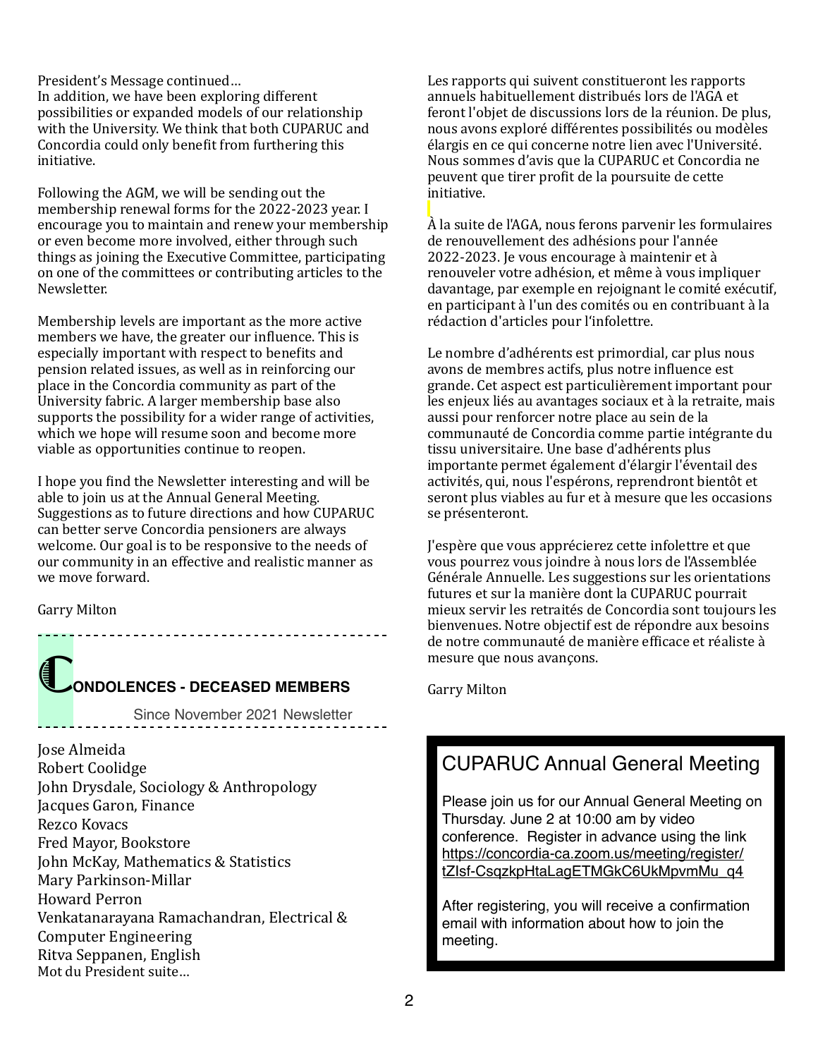President's Message continued…
In addition, we have been exploring different possibilities or expanded models of our relationship with the University. We think that both CUPARUC and Concordia could only benefit from furthering this initiative.

Following the AGM, we will be sending out the membership renewal forms for the 2022-2023 year. I encourage you to maintain and renew your membership or even become more involved, either through such things as joining the Executive Committee, participating on one of the committees or contributing articles to the Newsletter.

Membership levels are important as the more active members we have, the greater our influence. This is especially important with respect to benefits and pension related issues, as well as in reinforcing our place in the Concordia community as part of the University fabric. A larger membership base also supports the possibility for a wider range of activities, which we hope will resume soon and become more viable as opportunities continue to reopen.

I hope you find the Newsletter interesting and will be able to join us at the Annual General Meeting. Suggestions as to future directions and how CUPARUC can better serve Concordia pensioners are always welcome. Our goal is to be responsive to the needs of our community in an effective and realistic manner as we move forward.

Garry Milton

## CONDOLENCES - DECEASED MEMBERS

Since November 2021 Newsletter

Jose Almeida
Robert Coolidge
John Drysdale, Sociology & Anthropology
Jacques Garon, Finance
Rezco Kovacs
Fred Mayor, Bookstore
John McKay, Mathematics & Statistics
Mary Parkinson-Millar
Howard Perron
Venkatanarayana Ramachandran, Electrical & Computer Engineering
Ritva Seppanen, English

Mot du President suite…

Les rapports qui suivent constitueront les rapports annuels habituellement distribués lors de l'AGA et feront l'objet de discussions lors de la réunion. De plus, nous avons exploré différentes possibilités ou modèles élargis en ce qui concerne notre lien avec l'Université. Nous sommes d'avis que la CUPARUC et Concordia ne peuvent que tirer profit de la poursuite de cette initiative.

À la suite de l'AGA, nous ferons parvenir les formulaires de renouvellement des adhésions pour l'année 2022-2023. Je vous encourage à maintenir et à renouveler votre adhésion, et même à vous impliquer davantage, par exemple en rejoignant le comité exécutif, en participant à l'un des comités ou en contribuant à la rédaction d'articles pour l'infolettre.

Le nombre d'adhérents est primordial, car plus nous avons de membres actifs, plus notre influence est grande. Cet aspect est particulièrement important pour les enjeux liés au avantages sociaux et à la retraite, mais aussi pour renforcer notre place au sein de la communauté de Concordia comme partie intégrante du tissu universitaire. Une base d'adhérents plus importante permet également d'élargir l'éventail des activités, qui, nous l'espérons, reprendront bientôt et seront plus viables au fur et à mesure que les occasions se présenteront.

J'espère que vous apprécierez cette infolettre et que vous pourrez vous joindre à nous lors de l'Assemblée Générale Annuelle. Les suggestions sur les orientations futures et sur la manière dont la CUPARUC pourrait mieux servir les retraités de Concordia sont toujours les bienvenues. Notre objectif est de répondre aux besoins de notre communauté de manière efficace et réaliste à mesure que nous avançons.

Garry Milton

## CUPARUC Annual General Meeting

Please join us for our Annual General Meeting on Thursday. June 2 at 10:00 am by video conference. Register in advance using the link https://concordia-ca.zoom.us/meeting/register/tZIsf-CsqzkpHtaLagETMGkC6UkMpvmMu_q4

After registering, you will receive a confirmation email with information about how to join the meeting.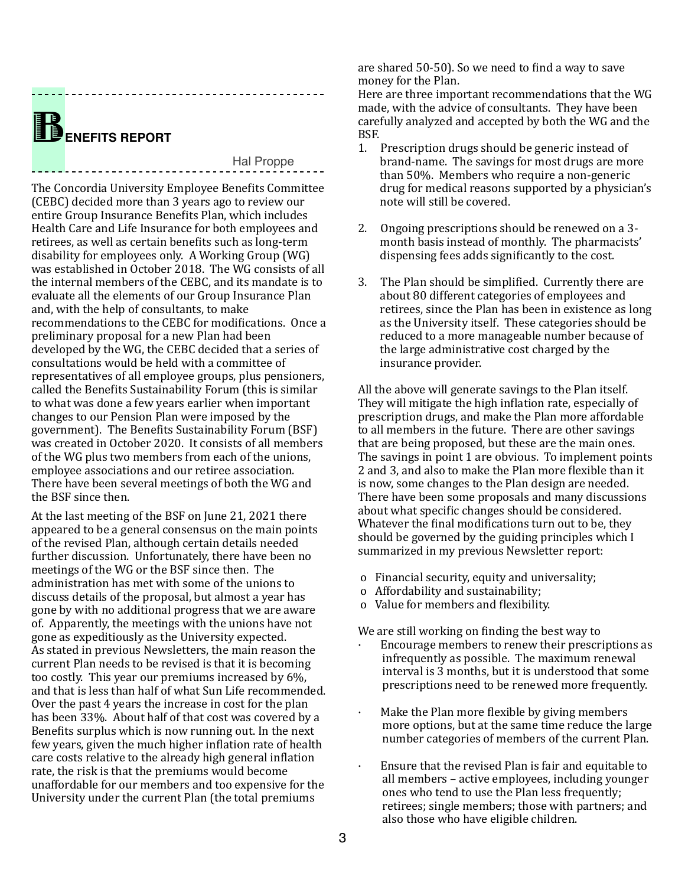## BENEFITS REPORT

Hal Proppe

The Concordia University Employee Benefits Committee (CEBC) decided more than 3 years ago to review our entire Group Insurance Benefits Plan, which includes Health Care and Life Insurance for both employees and retirees, as well as certain benefits such as long-term disability for employees only. A Working Group (WG) was established in October 2018. The WG consists of all the internal members of the CEBC, and its mandate is to evaluate all the elements of our Group Insurance Plan and, with the help of consultants, to make recommendations to the CEBC for modifications. Once a preliminary proposal for a new Plan had been developed by the WG, the CEBC decided that a series of consultations would be held with a committee of representatives of all employee groups, plus pensioners, called the Benefits Sustainability Forum (this is similar to what was done a few years earlier when important changes to our Pension Plan were imposed by the government). The Benefits Sustainability Forum (BSF) was created in October 2020. It consists of all members of the WG plus two members from each of the unions, employee associations and our retiree association. There have been several meetings of both the WG and the BSF since then.

At the last meeting of the BSF on June 21, 2021 there appeared to be a general consensus on the main points of the revised Plan, although certain details needed further discussion. Unfortunately, there have been no meetings of the WG or the BSF since then. The administration has met with some of the unions to discuss details of the proposal, but almost a year has gone by with no additional progress that we are aware of. Apparently, the meetings with the unions have not gone as expeditiously as the University expected.

As stated in previous Newsletters, the main reason the current Plan needs to be revised is that it is becoming too costly. This year our premiums increased by 6%, and that is less than half of what Sun Life recommended. Over the past 4 years the increase in cost for the plan has been 33%. About half of that cost was covered by a Benefits surplus which is now running out. In the next few years, given the much higher inflation rate of health care costs relative to the already high general inflation rate, the risk is that the premiums would become unaffordable for our members and too expensive for the University under the current Plan (the total premiums are shared 50-50). So we need to find a way to save money for the Plan.

Here are three important recommendations that the WG made, with the advice of consultants. They have been carefully analyzed and accepted by both the WG and the BSF.

1. Prescription drugs should be generic instead of brand-name. The savings for most drugs are more than 50%. Members who require a non-generic drug for medical reasons supported by a physician's note will still be covered.

2. Ongoing prescriptions should be renewed on a 3-month basis instead of monthly. The pharmacists' dispensing fees adds significantly to the cost.

3. The Plan should be simplified. Currently there are about 80 different categories of employees and retirees, since the Plan has been in existence as long as the University itself. These categories should be reduced to a more manageable number because of the large administrative cost charged by the insurance provider.

All the above will generate savings to the Plan itself. They will mitigate the high inflation rate, especially of prescription drugs, and make the Plan more affordable to all members in the future. There are other savings that are being proposed, but these are the main ones. The savings in point 1 are obvious. To implement points 2 and 3, and also to make the Plan more flexible than it is now, some changes to the Plan design are needed. There have been some proposals and many discussions about what specific changes should be considered. Whatever the final modifications turn out to be, they should be governed by the guiding principles which I summarized in my previous Newsletter report:

- Financial security, equity and universality;
- Affordability and sustainability;
- Value for members and flexibility.

We are still working on finding the best way to

- Encourage members to renew their prescriptions as infrequently as possible. The maximum renewal interval is 3 months, but it is understood that some prescriptions need to be renewed more frequently.

- Make the Plan more flexible by giving members more options, but at the same time reduce the large number categories of members of the current Plan.

- Ensure that the revised Plan is fair and equitable to all members – active employees, including younger ones who tend to use the Plan less frequently; retirees; single members; those with partners; and also those who have eligible children.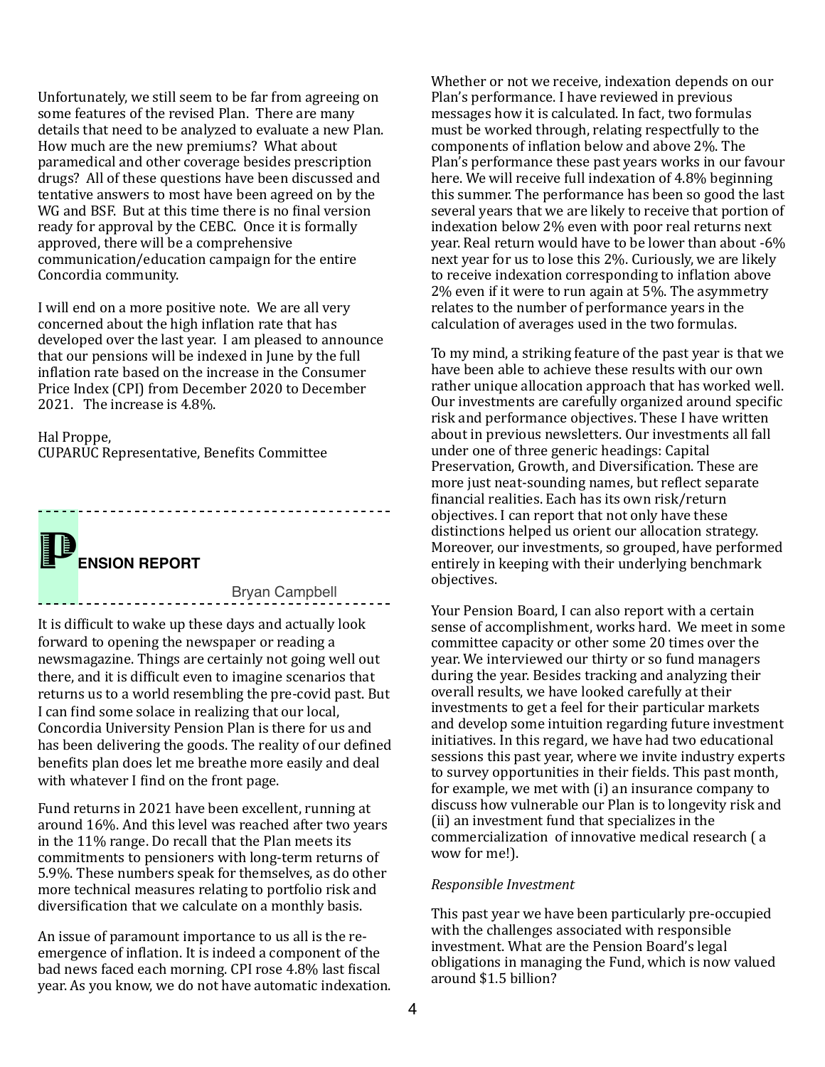Unfortunately, we still seem to be far from agreeing on some features of the revised Plan. There are many details that need to be analyzed to evaluate a new Plan. How much are the new premiums? What about paramedical and other coverage besides prescription drugs? All of these questions have been discussed and tentative answers to most have been agreed on by the WG and BSF. But at this time there is no final version ready for approval by the CEBC. Once it is formally approved, there will be a comprehensive communication/education campaign for the entire Concordia community.

I will end on a more positive note. We are all very concerned about the high inflation rate that has developed over the last year. I am pleased to announce that our pensions will be indexed in June by the full inflation rate based on the increase in the Consumer Price Index (CPI) from December 2020 to December 2021. The increase is 4.8%.

Hal Proppe,
CUPARUC Representative, Benefits Committee

## PENSION REPORT

Bryan Campbell

It is difficult to wake up these days and actually look forward to opening the newspaper or reading a newsmagazine. Things are certainly not going well out there, and it is difficult even to imagine scenarios that returns us to a world resembling the pre-covid past. But I can find some solace in realizing that our local, Concordia University Pension Plan is there for us and has been delivering the goods. The reality of our defined benefits plan does let me breathe more easily and deal with whatever I find on the front page.

Fund returns in 2021 have been excellent, running at around 16%. And this level was reached after two years in the 11% range. Do recall that the Plan meets its commitments to pensioners with long-term returns of 5.9%. These numbers speak for themselves, as do other more technical measures relating to portfolio risk and diversification that we calculate on a monthly basis.

An issue of paramount importance to us all is the re-emergence of inflation. It is indeed a component of the bad news faced each morning. CPI rose 4.8% last fiscal year. As you know, we do not have automatic indexation. Whether or not we receive, indexation depends on our Plan's performance. I have reviewed in previous messages how it is calculated. In fact, two formulas must be worked through, relating respectfully to the components of inflation below and above 2%. The Plan's performance these past years works in our favour here. We will receive full indexation of 4.8% beginning this summer. The performance has been so good the last several years that we are likely to receive that portion of indexation below 2% even with poor real returns next year. Real return would have to be lower than about -6% next year for us to lose this 2%. Curiously, we are likely to receive indexation corresponding to inflation above 2% even if it were to run again at 5%. The asymmetry relates to the number of performance years in the calculation of averages used in the two formulas.

To my mind, a striking feature of the past year is that we have been able to achieve these results with our own rather unique allocation approach that has worked well. Our investments are carefully organized around specific risk and performance objectives. These I have written about in previous newsletters. Our investments all fall under one of three generic headings: Capital Preservation, Growth, and Diversification. These are more just neat-sounding names, but reflect separate financial realities. Each has its own risk/return objectives. I can report that not only have these distinctions helped us orient our allocation strategy. Moreover, our investments, so grouped, have performed entirely in keeping with their underlying benchmark objectives.

Your Pension Board, I can also report with a certain sense of accomplishment, works hard. We meet in some committee capacity or other some 20 times over the year. We interviewed our thirty or so fund managers during the year. Besides tracking and analyzing their overall results, we have looked carefully at their investments to get a feel for their particular markets and develop some intuition regarding future investment initiatives. In this regard, we have had two educational sessions this past year, where we invite industry experts to survey opportunities in their fields. This past month, for example, we met with (i) an insurance company to discuss how vulnerable our Plan is to longevity risk and (ii) an investment fund that specializes in the commercialization of innovative medical research ( a wow for me!).

*Responsible Investment*

This past year we have been particularly pre-occupied with the challenges associated with responsible investment. What are the Pension Board's legal obligations in managing the Fund, which is now valued around $1.5 billion?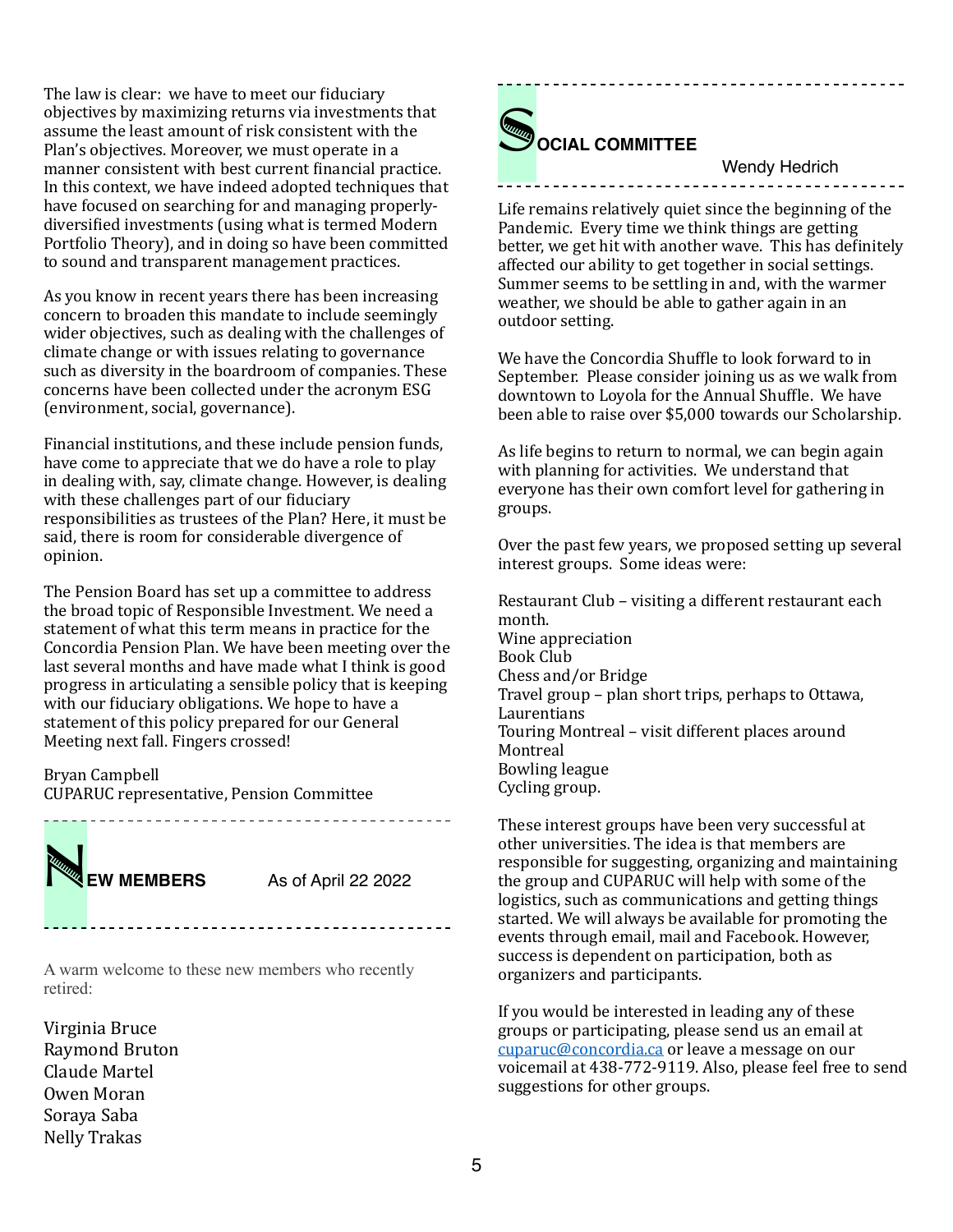The law is clear: we have to meet our fiduciary objectives by maximizing returns via investments that assume the least amount of risk consistent with the Plan's objectives. Moreover, we must operate in a manner consistent with best current financial practice. In this context, we have indeed adopted techniques that have focused on searching for and managing properly-diversified investments (using what is termed Modern Portfolio Theory), and in doing so have been committed to sound and transparent management practices.

As you know in recent years there has been increasing concern to broaden this mandate to include seemingly wider objectives, such as dealing with the challenges of climate change or with issues relating to governance such as diversity in the boardroom of companies. These concerns have been collected under the acronym ESG (environment, social, governance).

Financial institutions, and these include pension funds, have come to appreciate that we do have a role to play in dealing with, say, climate change. However, is dealing with these challenges part of our fiduciary responsibilities as trustees of the Plan? Here, it must be said, there is room for considerable divergence of opinion.

The Pension Board has set up a committee to address the broad topic of Responsible Investment. We need a statement of what this term means in practice for the Concordia Pension Plan. We have been meeting over the last several months and have made what I think is good progress in articulating a sensible policy that is keeping with our fiduciary obligations. We hope to have a statement of this policy prepared for our General Meeting next fall. Fingers crossed!

Bryan Campbell
CUPARUC representative, Pension Committee

## NEW MEMBERS — As of April 22 2022

A warm welcome to these new members who recently retired:

Virginia Bruce
Raymond Bruton
Claude Martel
Owen Moran
Soraya Saba
Nelly Trakas

## SOCIAL COMMITTEE

Wendy Hedrich

Life remains relatively quiet since the beginning of the Pandemic. Every time we think things are getting better, we get hit with another wave. This has definitely affected our ability to get together in social settings. Summer seems to be settling in and, with the warmer weather, we should be able to gather again in an outdoor setting.

We have the Concordia Shuffle to look forward to in September. Please consider joining us as we walk from downtown to Loyola for the Annual Shuffle. We have been able to raise over $5,000 towards our Scholarship.

As life begins to return to normal, we can begin again with planning for activities. We understand that everyone has their own comfort level for gathering in groups.

Over the past few years, we proposed setting up several interest groups. Some ideas were:

Restaurant Club – visiting a different restaurant each month.
Wine appreciation
Book Club
Chess and/or Bridge
Travel group – plan short trips, perhaps to Ottawa, Laurentians
Touring Montreal – visit different places around Montreal
Bowling league
Cycling group.

These interest groups have been very successful at other universities. The idea is that members are responsible for suggesting, organizing and maintaining the group and CUPARUC will help with some of the logistics, such as communications and getting things started. We will always be available for promoting the events through email, mail and Facebook. However, success is dependent on participation, both as organizers and participants.

If you would be interested in leading any of these groups or participating, please send us an email at cuparuc@concordia.ca or leave a message on our voicemail at 438-772-9119. Also, please feel free to send suggestions for other groups.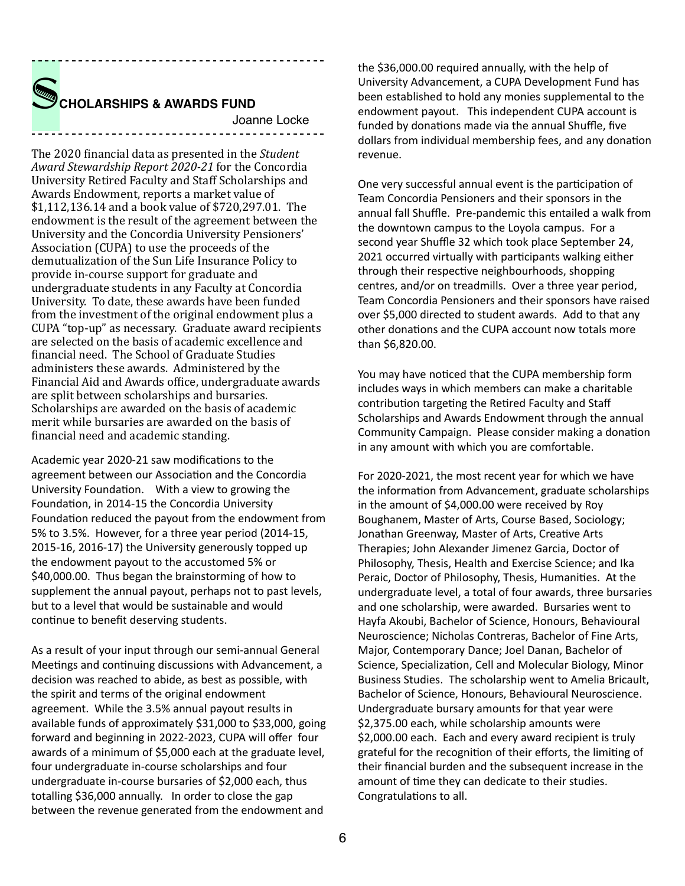## SCHOLARSHIPS & AWARDS FUND

Joanne Locke

The 2020 financial data as presented in the *Student Award Stewardship Report 2020-21* for the Concordia University Retired Faculty and Staff Scholarships and Awards Endowment, reports a market value of $1,112,136.14 and a book value of $720,297.01. The endowment is the result of the agreement between the University and the Concordia University Pensioners' Association (CUPA) to use the proceeds of the demutualization of the Sun Life Insurance Policy to provide in-course support for graduate and undergraduate students in any Faculty at Concordia University. To date, these awards have been funded from the investment of the original endowment plus a CUPA "top-up" as necessary. Graduate award recipients are selected on the basis of academic excellence and financial need. The School of Graduate Studies administers these awards. Administered by the Financial Aid and Awards office, undergraduate awards are split between scholarships and bursaries. Scholarships are awarded on the basis of academic merit while bursaries are awarded on the basis of financial need and academic standing.

Academic year 2020-21 saw modifications to the agreement between our Association and the Concordia University Foundation. With a view to growing the Foundation, in 2014-15 the Concordia University Foundation reduced the payout from the endowment from 5% to 3.5%. However, for a three year period (2014-15, 2015-16, 2016-17) the University generously topped up the endowment payout to the accustomed 5% or $40,000.00. Thus began the brainstorming of how to supplement the annual payout, perhaps not to past levels, but to a level that would be sustainable and would continue to benefit deserving students.

As a result of your input through our semi-annual General Meetings and continuing discussions with Advancement, a decision was reached to abide, as best as possible, with the spirit and terms of the original endowment agreement. While the 3.5% annual payout results in available funds of approximately $31,000 to $33,000, going forward and beginning in 2022-2023, CUPA will offer four awards of a minimum of $5,000 each at the graduate level, four undergraduate in-course scholarships and four undergraduate in-course bursaries of $2,000 each, thus totalling $36,000 annually. In order to close the gap between the revenue generated from the endowment and the $36,000.00 required annually, with the help of University Advancement, a CUPA Development Fund has been established to hold any monies supplemental to the endowment payout. This independent CUPA account is funded by donations made via the annual Shuffle, five dollars from individual membership fees, and any donation revenue.

One very successful annual event is the participation of Team Concordia Pensioners and their sponsors in the annual fall Shuffle. Pre-pandemic this entailed a walk from the downtown campus to the Loyola campus. For a second year Shuffle 32 which took place September 24, 2021 occurred virtually with participants walking either through their respective neighbourhoods, shopping centres, and/or on treadmills. Over a three year period, Team Concordia Pensioners and their sponsors have raised over $5,000 directed to student awards. Add to that any other donations and the CUPA account now totals more than $6,820.00.

You may have noticed that the CUPA membership form includes ways in which members can make a charitable contribution targeting the Retired Faculty and Staff Scholarships and Awards Endowment through the annual Community Campaign. Please consider making a donation in any amount with which you are comfortable.

For 2020-2021, the most recent year for which we have the information from Advancement, graduate scholarships in the amount of $4,000.00 were received by Roy Boughanem, Master of Arts, Course Based, Sociology; Jonathan Greenway, Master of Arts, Creative Arts Therapies; John Alexander Jimenez Garcia, Doctor of Philosophy, Thesis, Health and Exercise Science; and Ika Peraic, Doctor of Philosophy, Thesis, Humanities. At the undergraduate level, a total of four awards, three bursaries and one scholarship, were awarded. Bursaries went to Hayfa Akoubi, Bachelor of Science, Honours, Behavioural Neuroscience; Nicholas Contreras, Bachelor of Fine Arts, Major, Contemporary Dance; Joel Danan, Bachelor of Science, Specialization, Cell and Molecular Biology, Minor Business Studies. The scholarship went to Amelia Bricault, Bachelor of Science, Honours, Behavioural Neuroscience. Undergraduate bursary amounts for that year were $2,375.00 each, while scholarship amounts were $2,000.00 each. Each and every award recipient is truly grateful for the recognition of their efforts, the limiting of their financial burden and the subsequent increase in the amount of time they can dedicate to their studies. Congratulations to all.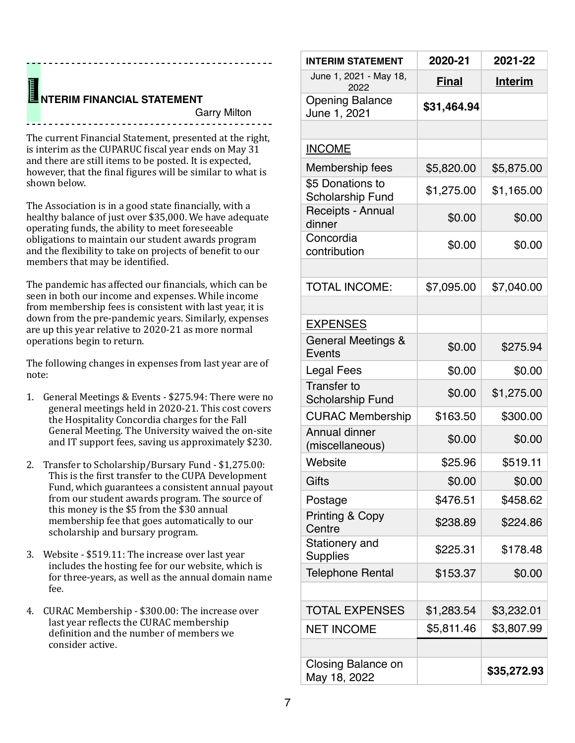## INTERIM FINANCIAL STATEMENT

Garry Milton

The current Financial Statement, presented at the right, is interim as the CUPARUC fiscal year ends on May 31 and there are still items to be posted. It is expected, however, that the final figures will be similar to what is shown below.

The Association is in a good state financially, with a healthy balance of just over $35,000. We have adequate operating funds, the ability to meet foreseeable obligations to maintain our student awards program and the flexibility to take on projects of benefit to our members that may be identified.

The pandemic has affected our financials, which can be seen in both our income and expenses. While income from membership fees is consistent with last year, it is down from the pre-pandemic years. Similarly, expenses are up this year relative to 2020-21 as more normal operations begin to return.

The following changes in expenses from last year are of note:

1. General Meetings & Events - $275.94: There were no general meetings held in 2020-21. This cost covers the Hospitality Concordia charges for the Fall General Meeting. The University waived the on-site and IT support fees, saving us approximately $230.

2. Transfer to Scholarship/Bursary Fund - $1,275.00: This is the first transfer to the CUPA Development Fund, which guarantees a consistent annual payout from our student awards program. The source of this money is the $5 from the $30 annual membership fee that goes automatically to our scholarship and bursary program.

3. Website - $519.11: The increase over last year includes the hosting fee for our website, which is for three-years, as well as the annual domain name fee.

4. CURAC Membership - $300.00: The increase over last year reflects the CURAC membership definition and the number of members we consider active.

| INTERIM STATEMENT | 2020-21 | 2021-22 |
|---|---|---|
| June 1, 2021 - May 18, 2022 | **Final** | **Interim** |
| Opening Balance June 1, 2021 | **$31,464.94** | |
| | | |
| INCOME | | |
| Membership fees | $5,820.00 | $5,875.00 |
| $5 Donations to Scholarship Fund | $1,275.00 | $1,165.00 |
| Receipts - Annual dinner | $0.00 | $0.00 |
| Concordia contribution | $0.00 | $0.00 |
| | | |
| TOTAL INCOME: | $7,095.00 | $7,040.00 |
| | | |
| EXPENSES | | |
| General Meetings & Events | $0.00 | $275.94 |
| Legal Fees | $0.00 | $0.00 |
| Transfer to Scholarship Fund | $0.00 | $1,275.00 |
| CURAC Membership | $163.50 | $300.00 |
| Annual dinner (miscellaneous) | $0.00 | $0.00 |
| Website | $25.96 | $519.11 |
| Gifts | $0.00 | $0.00 |
| Postage | $476.51 | $458.62 |
| Printing & Copy Centre | $238.89 | $224.86 |
| Stationery and Supplies | $225.31 | $178.48 |
| Telephone Rental | $153.37 | $0.00 |
| | | |
| TOTAL EXPENSES | $1,283.54 | $3,232.01 |
| NET INCOME | $5,811.46 | $3,807.99 |
| | | |
| Closing Balance on May 18, 2022 | | **$35,272.93** |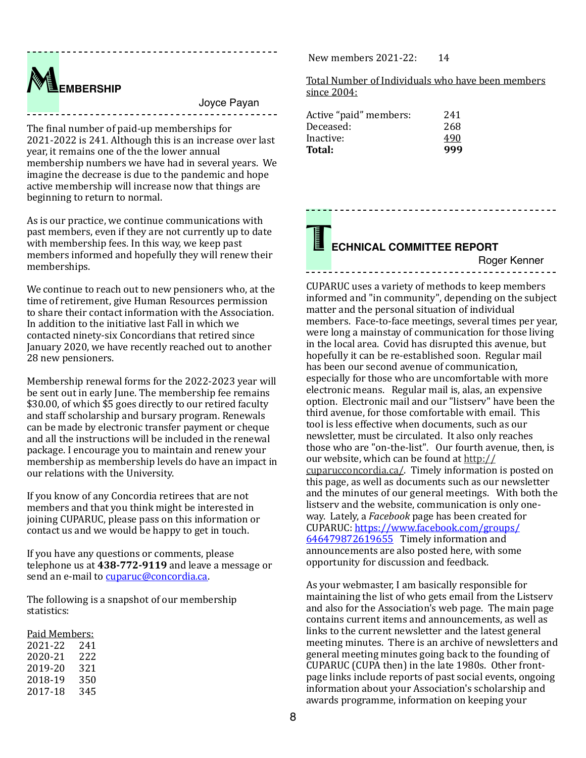## MEMBERSHIP

Joyce Payan

The final number of paid-up memberships for 2021-2022 is 241. Although this is an increase over last year, it remains one of the the lower annual membership numbers we have had in several years. We imagine the decrease is due to the pandemic and hope active membership will increase now that things are beginning to return to normal.

As is our practice, we continue communications with past members, even if they are not currently up to date with membership fees. In this way, we keep past members informed and hopefully they will renew their memberships.

We continue to reach out to new pensioners who, at the time of retirement, give Human Resources permission to share their contact information with the Association. In addition to the initiative last Fall in which we contacted ninety-six Concordians that retired since January 2020, we have recently reached out to another 28 new pensioners.

Membership renewal forms for the 2022-2023 year will be sent out in early June. The membership fee remains $30.00, of which $5 goes directly to our retired faculty and staff scholarship and bursary program. Renewals can be made by electronic transfer payment or cheque and all the instructions will be included in the renewal package. I encourage you to maintain and renew your membership as membership levels do have an impact in our relations with the University.

If you know of any Concordia retirees that are not members and that you think might be interested in joining CUPARUC, please pass on this information or contact us and we would be happy to get in touch.

If you have any questions or comments, please telephone us at **438-772-9119** and leave a message or send an e-mail to cuparuc@concordia.ca.

The following is a snapshot of our membership statistics:

Paid Members:

| | |
|---|---|
| 2021-22 | 241 |
| 2020-21 | 222 |
| 2019-20 | 321 |
| 2018-19 | 350 |
| 2017-18 | 345 |

New members 2021-22: 14

Total Number of Individuals who have been members since 2004:

| | |
|---|---|
| Active "paid" members: | 241 |
| Deceased: | 268 |
| Inactive: | 490 |
| **Total:** | **999** |

## TECHNICAL COMMITTEE REPORT

Roger Kenner

CUPARUC uses a variety of methods to keep members informed and "in community", depending on the subject matter and the personal situation of individual members. Face-to-face meetings, several times per year, were long a mainstay of communication for those living in the local area. Covid has disrupted this avenue, but hopefully it can be re-established soon. Regular mail has been our second avenue of communication, especially for those who are uncomfortable with more electronic means. Regular mail is, alas, an expensive option. Electronic mail and our "listserv" have been the third avenue, for those comfortable with email. This tool is less effective when documents, such as our newsletter, must be circulated. It also only reaches those who are "on-the-list". Our fourth avenue, then, is our website, which can be found at http://cuparucconcordia.ca/. Timely information is posted on this page, as well as documents such as our newsletter and the minutes of our general meetings. With both the listserv and the website, communication is only one-way. Lately, a *Facebook* page has been created for CUPARUC: https://www.facebook.com/groups/646479872619655 Timely information and announcements are also posted here, with some opportunity for discussion and feedback.

As your webmaster, I am basically responsible for maintaining the list of who gets email from the Listserv and also for the Association's web page. The main page contains current items and announcements, as well as links to the current newsletter and the latest general meeting minutes. There is an archive of newsletters and general meeting minutes going back to the founding of CUPARUC (CUPA then) in the late 1980s. Other front-page links include reports of past social events, ongoing information about your Association's scholarship and awards programme, information on keeping your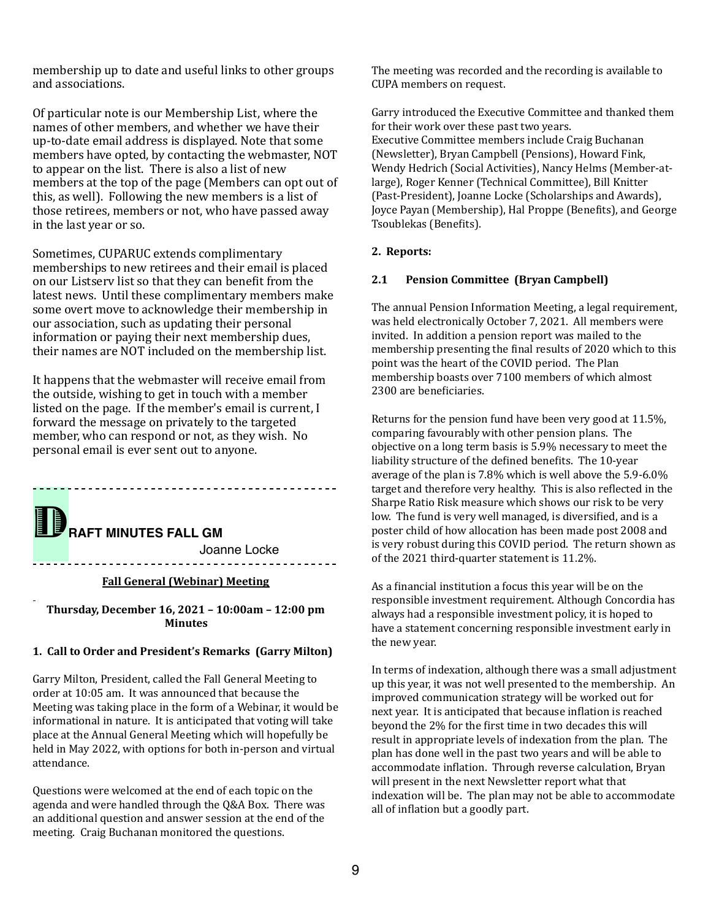membership up to date and useful links to other groups and associations.

Of particular note is our Membership List, where the names of other members, and whether we have their up-to-date email address is displayed. Note that some members have opted, by contacting the webmaster, NOT to appear on the list. There is also a list of new members at the top of the page (Members can opt out of this, as well). Following the new members is a list of those retirees, members or not, who have passed away in the last year or so.

Sometimes, CUPARUC extends complimentary memberships to new retirees and their email is placed on our Listserv list so that they can benefit from the latest news. Until these complimentary members make some overt move to acknowledge their membership in our association, such as updating their personal information or paying their next membership dues, their names are NOT included on the membership list.

It happens that the webmaster will receive email from the outside, wishing to get in touch with a member listed on the page. If the member's email is current, I forward the message on privately to the targeted member, who can respond or not, as they wish. No personal email is ever sent out to anyone.

---

## DRAFT MINUTES FALL GM

Joanne Locke

---

**Fall General (Webinar) Meeting**

**Thursday, December 16, 2021 – 10:00am – 12:00 pm**
**Minutes**

### 1. Call to Order and President's Remarks (Garry Milton)

Garry Milton, President, called the Fall General Meeting to order at 10:05 am. It was announced that because the Meeting was taking place in the form of a Webinar, it would be informational in nature. It is anticipated that voting will take place at the Annual General Meeting which will hopefully be held in May 2022, with options for both in-person and virtual attendance.

Questions were welcomed at the end of each topic on the agenda and were handled through the Q&A Box. There was an additional question and answer session at the end of the meeting. Craig Buchanan monitored the questions.

The meeting was recorded and the recording is available to CUPA members on request.

Garry introduced the Executive Committee and thanked them for their work over these past two years.
Executive Committee members include Craig Buchanan (Newsletter), Bryan Campbell (Pensions), Howard Fink, Wendy Hedrich (Social Activities), Nancy Helms (Member-at-large), Roger Kenner (Technical Committee), Bill Knitter (Past-President), Joanne Locke (Scholarships and Awards), Joyce Payan (Membership), Hal Proppe (Benefits), and George Tsoublekas (Benefits).

### 2. Reports:

#### 2.1 Pension Committee (Bryan Campbell)

The annual Pension Information Meeting, a legal requirement, was held electronically October 7, 2021. All members were invited. In addition a pension report was mailed to the membership presenting the final results of 2020 which to this point was the heart of the COVID period. The Plan membership boasts over 7100 members of which almost 2300 are beneficiaries.

Returns for the pension fund have been very good at 11.5%, comparing favourably with other pension plans. The objective on a long term basis is 5.9% necessary to meet the liability structure of the defined benefits. The 10-year average of the plan is 7.8% which is well above the 5.9-6.0% target and therefore very healthy. This is also reflected in the Sharpe Ratio Risk measure which shows our risk to be very low. The fund is very well managed, is diversified, and is a poster child of how allocation has been made post 2008 and is very robust during this COVID period. The return shown as of the 2021 third-quarter statement is 11.2%.

As a financial institution a focus this year will be on the responsible investment requirement. Although Concordia has always had a responsible investment policy, it is hoped to have a statement concerning responsible investment early in the new year.

In terms of indexation, although there was a small adjustment up this year, it was not well presented to the membership. An improved communication strategy will be worked out for next year. It is anticipated that because inflation is reached beyond the 2% for the first time in two decades this will result in appropriate levels of indexation from the plan. The plan has done well in the past two years and will be able to accommodate inflation. Through reverse calculation, Bryan will present in the next Newsletter report what that indexation will be. The plan may not be able to accommodate all of inflation but a goodly part.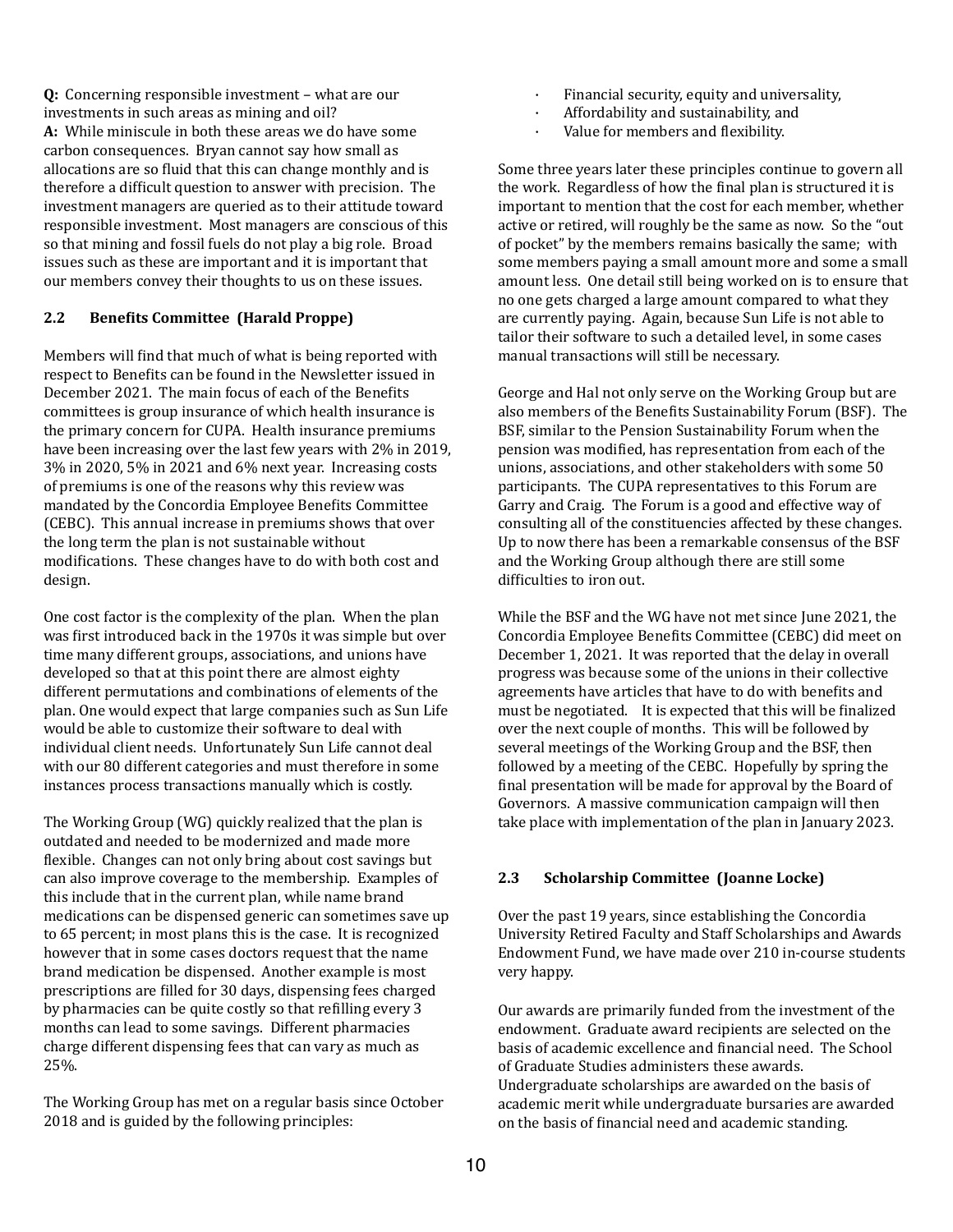**Q:** Concerning responsible investment – what are our investments in such areas as mining and oil?
**A:** While miniscule in both these areas we do have some carbon consequences. Bryan cannot say how small as allocations are so fluid that this can change monthly and is therefore a difficult question to answer with precision. The investment managers are queried as to their attitude toward responsible investment. Most managers are conscious of this so that mining and fossil fuels do not play a big role. Broad issues such as these are important and it is important that our members convey their thoughts to us on these issues.

## 2.2 Benefits Committee (Harald Proppe)

Members will find that much of what is being reported with respect to Benefits can be found in the Newsletter issued in December 2021. The main focus of each of the Benefits committees is group insurance of which health insurance is the primary concern for CUPA. Health insurance premiums have been increasing over the last few years with 2% in 2019, 3% in 2020, 5% in 2021 and 6% next year. Increasing costs of premiums is one of the reasons why this review was mandated by the Concordia Employee Benefits Committee (CEBC). This annual increase in premiums shows that over the long term the plan is not sustainable without modifications. These changes have to do with both cost and design.

One cost factor is the complexity of the plan. When the plan was first introduced back in the 1970s it was simple but over time many different groups, associations, and unions have developed so that at this point there are almost eighty different permutations and combinations of elements of the plan. One would expect that large companies such as Sun Life would be able to customize their software to deal with individual client needs. Unfortunately Sun Life cannot deal with our 80 different categories and must therefore in some instances process transactions manually which is costly.

The Working Group (WG) quickly realized that the plan is outdated and needed to be modernized and made more flexible. Changes can not only bring about cost savings but can also improve coverage to the membership. Examples of this include that in the current plan, while name brand medications can be dispensed generic can sometimes save up to 65 percent; in most plans this is the case. It is recognized however that in some cases doctors request that the name brand medication be dispensed. Another example is most prescriptions are filled for 30 days, dispensing fees charged by pharmacies can be quite costly so that refilling every 3 months can lead to some savings. Different pharmacies charge different dispensing fees that can vary as much as 25%.

The Working Group has met on a regular basis since October 2018 and is guided by the following principles:

- Financial security, equity and universality,
- Affordability and sustainability, and
- Value for members and flexibility.

Some three years later these principles continue to govern all the work. Regardless of how the final plan is structured it is important to mention that the cost for each member, whether active or retired, will roughly be the same as now. So the "out of pocket" by the members remains basically the same; with some members paying a small amount more and some a small amount less. One detail still being worked on is to ensure that no one gets charged a large amount compared to what they are currently paying. Again, because Sun Life is not able to tailor their software to such a detailed level, in some cases manual transactions will still be necessary.

George and Hal not only serve on the Working Group but are also members of the Benefits Sustainability Forum (BSF). The BSF, similar to the Pension Sustainability Forum when the pension was modified, has representation from each of the unions, associations, and other stakeholders with some 50 participants. The CUPA representatives to this Forum are Garry and Craig. The Forum is a good and effective way of consulting all of the constituencies affected by these changes. Up to now there has been a remarkable consensus of the BSF and the Working Group although there are still some difficulties to iron out.

While the BSF and the WG have not met since June 2021, the Concordia Employee Benefits Committee (CEBC) did meet on December 1, 2021. It was reported that the delay in overall progress was because some of the unions in their collective agreements have articles that have to do with benefits and must be negotiated. It is expected that this will be finalized over the next couple of months. This will be followed by several meetings of the Working Group and the BSF, then followed by a meeting of the CEBC. Hopefully by spring the final presentation will be made for approval by the Board of Governors. A massive communication campaign will then take place with implementation of the plan in January 2023.

## 2.3 Scholarship Committee (Joanne Locke)

Over the past 19 years, since establishing the Concordia University Retired Faculty and Staff Scholarships and Awards Endowment Fund, we have made over 210 in-course students very happy.

Our awards are primarily funded from the investment of the endowment. Graduate award recipients are selected on the basis of academic excellence and financial need. The School of Graduate Studies administers these awards. Undergraduate scholarships are awarded on the basis of academic merit while undergraduate bursaries are awarded on the basis of financial need and academic standing.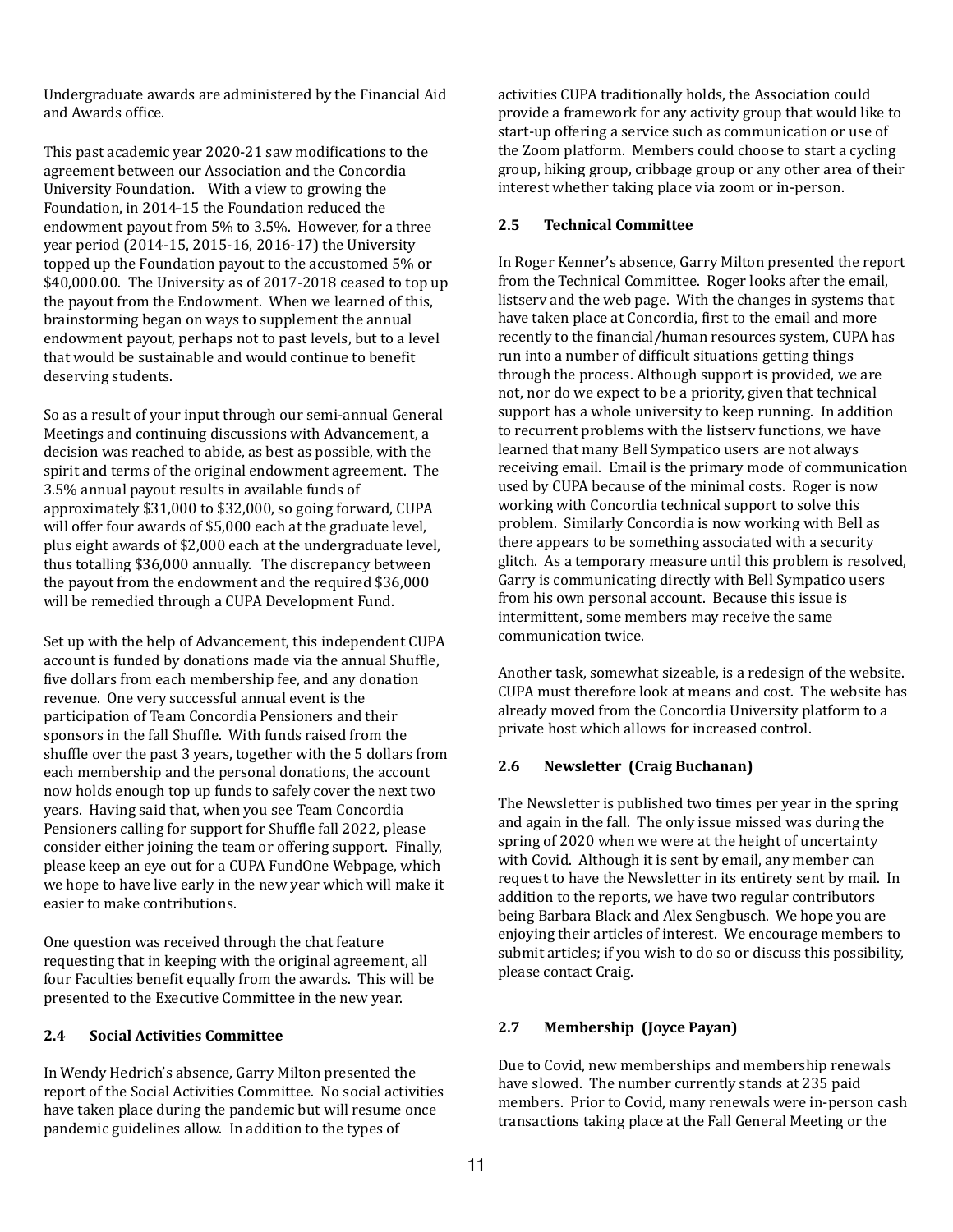Undergraduate awards are administered by the Financial Aid and Awards office.

This past academic year 2020-21 saw modifications to the agreement between our Association and the Concordia University Foundation. With a view to growing the Foundation, in 2014-15 the Foundation reduced the endowment payout from 5% to 3.5%. However, for a three year period (2014-15, 2015-16, 2016-17) the University topped up the Foundation payout to the accustomed 5% or $40,000.00. The University as of 2017-2018 ceased to top up the payout from the Endowment. When we learned of this, brainstorming began on ways to supplement the annual endowment payout, perhaps not to past levels, but to a level that would be sustainable and would continue to benefit deserving students.

So as a result of your input through our semi-annual General Meetings and continuing discussions with Advancement, a decision was reached to abide, as best as possible, with the spirit and terms of the original endowment agreement. The 3.5% annual payout results in available funds of approximately $31,000 to $32,000, so going forward, CUPA will offer four awards of $5,000 each at the graduate level, plus eight awards of $2,000 each at the undergraduate level, thus totalling $36,000 annually. The discrepancy between the payout from the endowment and the required $36,000 will be remedied through a CUPA Development Fund.

Set up with the help of Advancement, this independent CUPA account is funded by donations made via the annual Shuffle, five dollars from each membership fee, and any donation revenue. One very successful annual event is the participation of Team Concordia Pensioners and their sponsors in the fall Shuffle. With funds raised from the shuffle over the past 3 years, together with the 5 dollars from each membership and the personal donations, the account now holds enough top up funds to safely cover the next two years. Having said that, when you see Team Concordia Pensioners calling for support for Shuffle fall 2022, please consider either joining the team or offering support. Finally, please keep an eye out for a CUPA FundOne Webpage, which we hope to have live early in the new year which will make it easier to make contributions.

One question was received through the chat feature requesting that in keeping with the original agreement, all four Faculties benefit equally from the awards. This will be presented to the Executive Committee in the new year.

### 2.4 Social Activities Committee

In Wendy Hedrich's absence, Garry Milton presented the report of the Social Activities Committee. No social activities have taken place during the pandemic but will resume once pandemic guidelines allow. In addition to the types of activities CUPA traditionally holds, the Association could provide a framework for any activity group that would like to start-up offering a service such as communication or use of the Zoom platform. Members could choose to start a cycling group, hiking group, cribbage group or any other area of their interest whether taking place via zoom or in-person.

### 2.5 Technical Committee

In Roger Kenner's absence, Garry Milton presented the report from the Technical Committee. Roger looks after the email, listserv and the web page. With the changes in systems that have taken place at Concordia, first to the email and more recently to the financial/human resources system, CUPA has run into a number of difficult situations getting things through the process. Although support is provided, we are not, nor do we expect to be a priority, given that technical support has a whole university to keep running. In addition to recurrent problems with the listserv functions, we have learned that many Bell Sympatico users are not always receiving email. Email is the primary mode of communication used by CUPA because of the minimal costs. Roger is now working with Concordia technical support to solve this problem. Similarly Concordia is now working with Bell as there appears to be something associated with a security glitch. As a temporary measure until this problem is resolved, Garry is communicating directly with Bell Sympatico users from his own personal account. Because this issue is intermittent, some members may receive the same communication twice.

Another task, somewhat sizeable, is a redesign of the website. CUPA must therefore look at means and cost. The website has already moved from the Concordia University platform to a private host which allows for increased control.

### 2.6 Newsletter (Craig Buchanan)

The Newsletter is published two times per year in the spring and again in the fall. The only issue missed was during the spring of 2020 when we were at the height of uncertainty with Covid. Although it is sent by email, any member can request to have the Newsletter in its entirety sent by mail. In addition to the reports, we have two regular contributors being Barbara Black and Alex Sengbusch. We hope you are enjoying their articles of interest. We encourage members to submit articles; if you wish to do so or discuss this possibility, please contact Craig.

### 2.7 Membership (Joyce Payan)

Due to Covid, new memberships and membership renewals have slowed. The number currently stands at 235 paid members. Prior to Covid, many renewals were in-person cash transactions taking place at the Fall General Meeting or the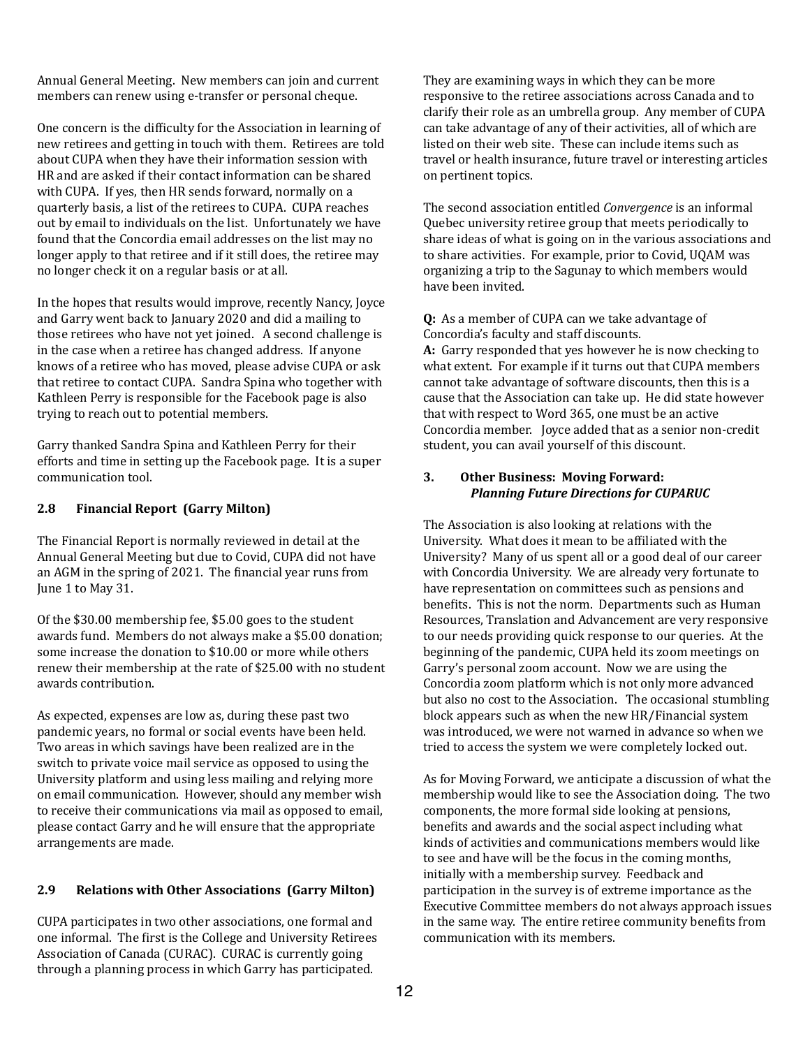Annual General Meeting. New members can join and current members can renew using e-transfer or personal cheque.

One concern is the difficulty for the Association in learning of new retirees and getting in touch with them. Retirees are told about CUPA when they have their information session with HR and are asked if their contact information can be shared with CUPA. If yes, then HR sends forward, normally on a quarterly basis, a list of the retirees to CUPA. CUPA reaches out by email to individuals on the list. Unfortunately we have found that the Concordia email addresses on the list may no longer apply to that retiree and if it still does, the retiree may no longer check it on a regular basis or at all.

In the hopes that results would improve, recently Nancy, Joyce and Garry went back to January 2020 and did a mailing to those retirees who have not yet joined. A second challenge is in the case when a retiree has changed address. If anyone knows of a retiree who has moved, please advise CUPA or ask that retiree to contact CUPA. Sandra Spina who together with Kathleen Perry is responsible for the Facebook page is also trying to reach out to potential members.

Garry thanked Sandra Spina and Kathleen Perry for their efforts and time in setting up the Facebook page. It is a super communication tool.

### 2.8 Financial Report (Garry Milton)

The Financial Report is normally reviewed in detail at the Annual General Meeting but due to Covid, CUPA did not have an AGM in the spring of 2021. The financial year runs from June 1 to May 31.

Of the $30.00 membership fee, $5.00 goes to the student awards fund. Members do not always make a $5.00 donation; some increase the donation to $10.00 or more while others renew their membership at the rate of $25.00 with no student awards contribution.

As expected, expenses are low as, during these past two pandemic years, no formal or social events have been held. Two areas in which savings have been realized are in the switch to private voice mail service as opposed to using the University platform and using less mailing and relying more on email communication. However, should any member wish to receive their communications via mail as opposed to email, please contact Garry and he will ensure that the appropriate arrangements are made.

### 2.9 Relations with Other Associations (Garry Milton)

CUPA participates in two other associations, one formal and one informal. The first is the College and University Retirees Association of Canada (CURAC). CURAC is currently going through a planning process in which Garry has participated. They are examining ways in which they can be more responsive to the retiree associations across Canada and to clarify their role as an umbrella group. Any member of CUPA can take advantage of any of their activities, all of which are listed on their web site. These can include items such as travel or health insurance, future travel or interesting articles on pertinent topics.

The second association entitled *Convergence* is an informal Quebec university retiree group that meets periodically to share ideas of what is going on in the various associations and to share activities. For example, prior to Covid, UQAM was organizing a trip to the Sagunay to which members would have been invited.

**Q:** As a member of CUPA can we take advantage of Concordia's faculty and staff discounts.
**A:** Garry responded that yes however he is now checking to what extent. For example if it turns out that CUPA members cannot take advantage of software discounts, then this is a cause that the Association can take up. He did state however that with respect to Word 365, one must be an active Concordia member. Joyce added that as a senior non-credit student, you can avail yourself of this discount.

### 3. Other Business: Moving Forward: *Planning Future Directions for CUPARUC*

The Association is also looking at relations with the University. What does it mean to be affiliated with the University? Many of us spent all or a good deal of our career with Concordia University. We are already very fortunate to have representation on committees such as pensions and benefits. This is not the norm. Departments such as Human Resources, Translation and Advancement are very responsive to our needs providing quick response to our queries. At the beginning of the pandemic, CUPA held its zoom meetings on Garry's personal zoom account. Now we are using the Concordia zoom platform which is not only more advanced but also no cost to the Association. The occasional stumbling block appears such as when the new HR/Financial system was introduced, we were not warned in advance so when we tried to access the system we were completely locked out.

As for Moving Forward, we anticipate a discussion of what the membership would like to see the Association doing. The two components, the more formal side looking at pensions, benefits and awards and the social aspect including what kinds of activities and communications members would like to see and have will be the focus in the coming months, initially with a membership survey. Feedback and participation in the survey is of extreme importance as the Executive Committee members do not always approach issues in the same way. The entire retiree community benefits from communication with its members.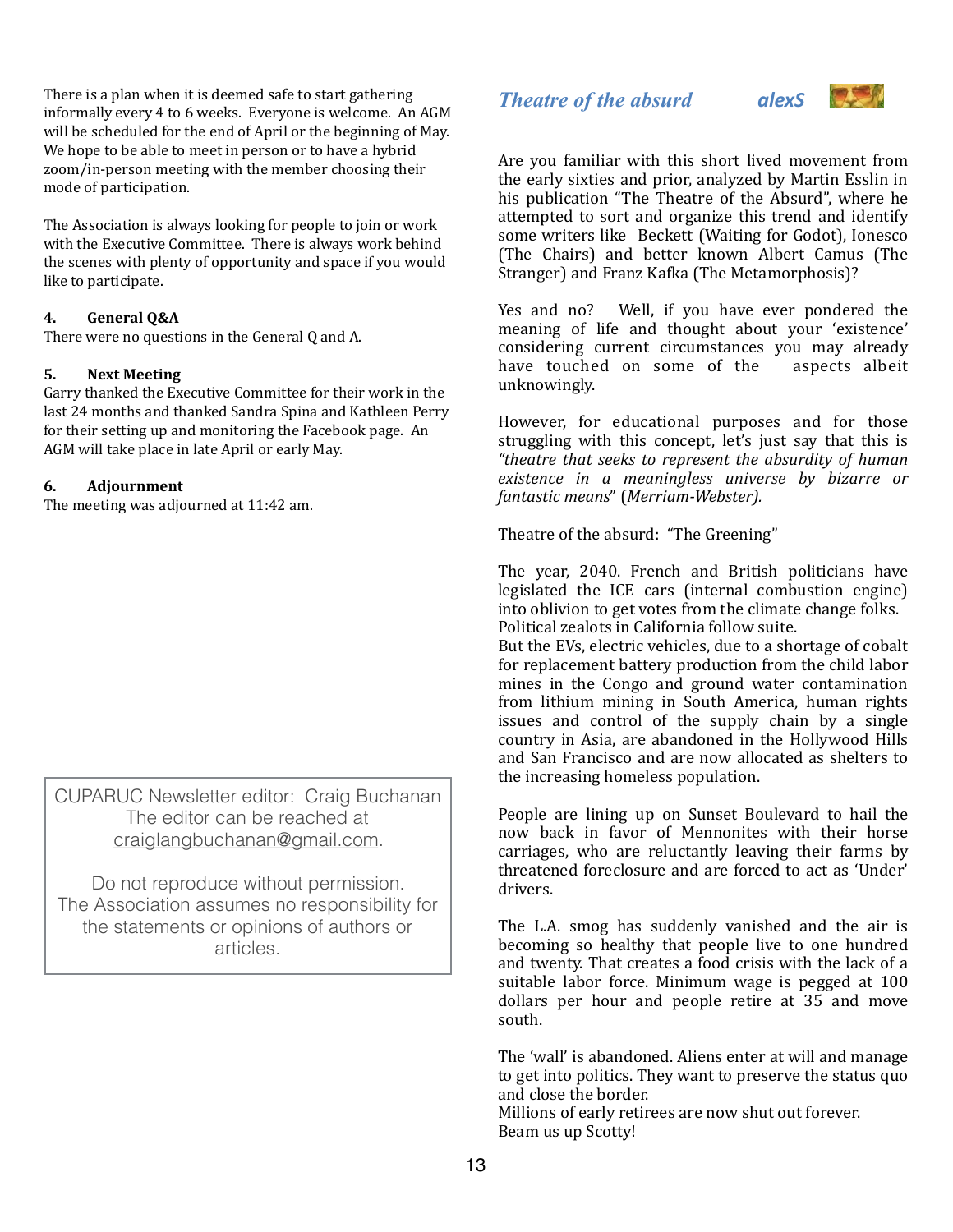There is a plan when it is deemed safe to start gathering informally every 4 to 6 weeks. Everyone is welcome. An AGM will be scheduled for the end of April or the beginning of May. We hope to be able to meet in person or to have a hybrid zoom/in-person meeting with the member choosing their mode of participation.

The Association is always looking for people to join or work with the Executive Committee. There is always work behind the scenes with plenty of opportunity and space if you would like to participate.

**4. General Q&A**

There were no questions in the General Q and A.

**5. Next Meeting**

Garry thanked the Executive Committee for their work in the last 24 months and thanked Sandra Spina and Kathleen Perry for their setting up and monitoring the Facebook page. An AGM will take place in late April or early May.

**6. Adjournment**

The meeting was adjourned at 11:42 am.

> CUPARUC Newsletter editor: Craig Buchanan
> The editor can be reached at craiglangbuchanan@gmail.com.
>
> Do not reproduce without permission.
> The Association assumes no responsibility for the statements or opinions of authors or articles.

## *Theatre of the absurd* — *alexS*

Are you familiar with this short lived movement from the early sixties and prior, analyzed by Martin Esslin in his publication "The Theatre of the Absurd", where he attempted to sort and organize this trend and identify some writers like Beckett (Waiting for Godot), Ionesco (The Chairs) and better known Albert Camus (The Stranger) and Franz Kafka (The Metamorphosis)?

Yes and no? Well, if you have ever pondered the meaning of life and thought about your 'existence' considering current circumstances you may already have touched on some of the aspects albeit unknowingly.

However, for educational purposes and for those struggling with this concept, let's just say that this is *"theatre that seeks to represent the absurdity of human existence in a meaningless universe by bizarre or fantastic means*" (*Merriam-Webster).*

Theatre of the absurd: "The Greening"

The year, 2040. French and British politicians have legislated the ICE cars (internal combustion engine) into oblivion to get votes from the climate change folks. Political zealots in California follow suite.
But the EVs, electric vehicles, due to a shortage of cobalt for replacement battery production from the child labor mines in the Congo and ground water contamination from lithium mining in South America, human rights issues and control of the supply chain by a single country in Asia, are abandoned in the Hollywood Hills and San Francisco and are now allocated as shelters to the increasing homeless population.

People are lining up on Sunset Boulevard to hail the now back in favor of Mennonites with their horse carriages, who are reluctantly leaving their farms by threatened foreclosure and are forced to act as 'Under' drivers.

The L.A. smog has suddenly vanished and the air is becoming so healthy that people live to one hundred and twenty. That creates a food crisis with the lack of a suitable labor force. Minimum wage is pegged at 100 dollars per hour and people retire at 35 and move south.

The 'wall' is abandoned. Aliens enter at will and manage to get into politics. They want to preserve the status quo and close the border.
Millions of early retirees are now shut out forever.
Beam us up Scotty!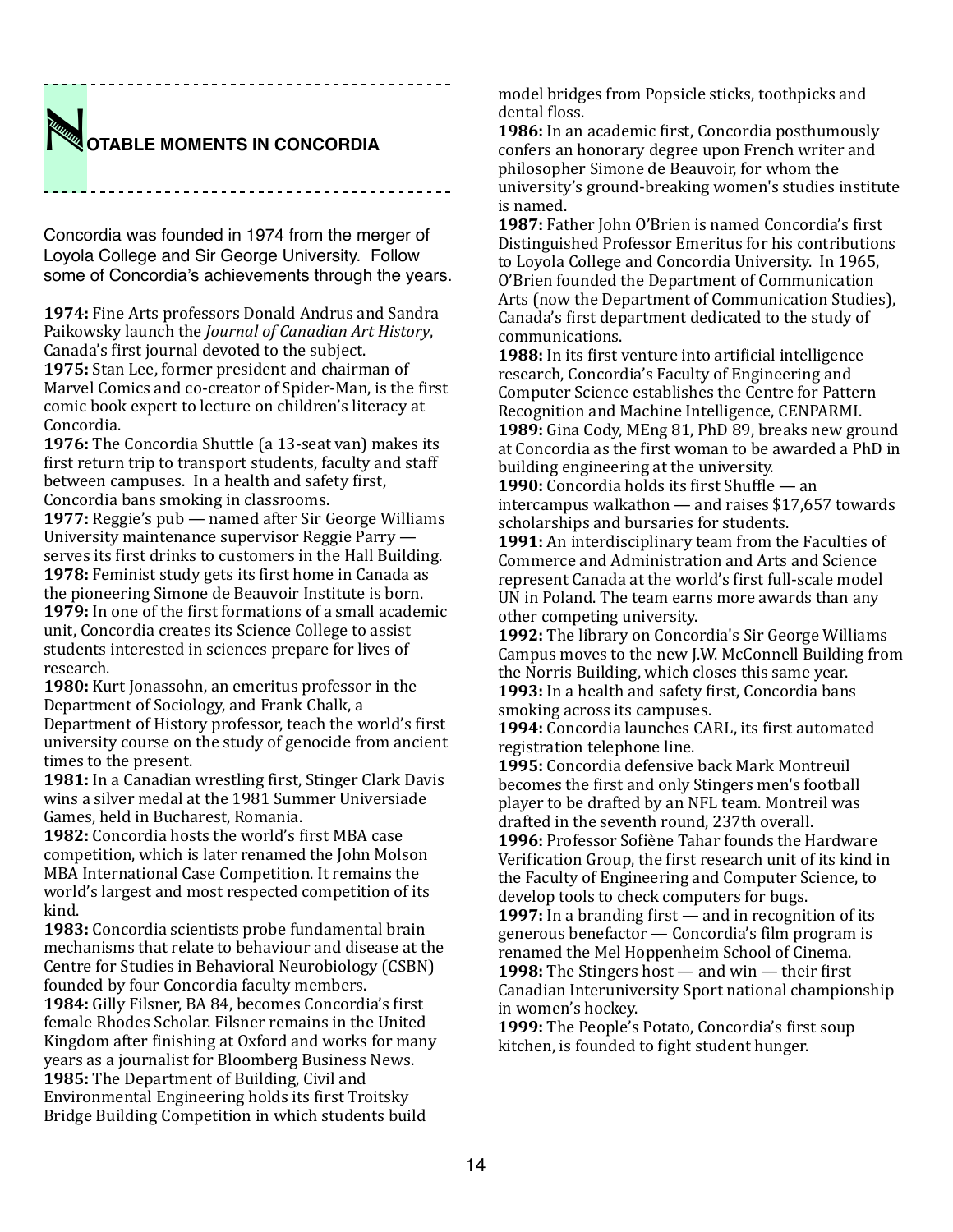## NOTABLE MOMENTS IN CONCORDIA

Concordia was founded in 1974 from the merger of Loyola College and Sir George University. Follow some of Concordia's achievements through the years.

**1974:** Fine Arts professors Donald Andrus and Sandra Paikowsky launch the *Journal of Canadian Art History*, Canada's first journal devoted to the subject.
**1975:** Stan Lee, former president and chairman of Marvel Comics and co-creator of Spider-Man, is the first comic book expert to lecture on children's literacy at Concordia.
**1976:** The Concordia Shuttle (a 13-seat van) makes its first return trip to transport students, faculty and staff between campuses. In a health and safety first, Concordia bans smoking in classrooms.
**1977:** Reggie's pub — named after Sir George Williams University maintenance supervisor Reggie Parry — serves its first drinks to customers in the Hall Building.
**1978:** Feminist study gets its first home in Canada as the pioneering Simone de Beauvoir Institute is born.
**1979:** In one of the first formations of a small academic unit, Concordia creates its Science College to assist students interested in sciences prepare for lives of research.
**1980:** Kurt Jonassohn, an emeritus professor in the Department of Sociology, and Frank Chalk, a Department of History professor, teach the world's first university course on the study of genocide from ancient times to the present.
**1981:** In a Canadian wrestling first, Stinger Clark Davis wins a silver medal at the 1981 Summer Universiade Games, held in Bucharest, Romania.
**1982:** Concordia hosts the world's first MBA case competition, which is later renamed the John Molson MBA International Case Competition. It remains the world's largest and most respected competition of its kind.
**1983:** Concordia scientists probe fundamental brain mechanisms that relate to behaviour and disease at the Centre for Studies in Behavioral Neurobiology (CSBN) founded by four Concordia faculty members.
**1984:** Gilly Filsner, BA 84, becomes Concordia's first female Rhodes Scholar. Filsner remains in the United Kingdom after finishing at Oxford and works for many years as a journalist for Bloomberg Business News.
**1985:** The Department of Building, Civil and Environmental Engineering holds its first Troitsky Bridge Building Competition in which students build model bridges from Popsicle sticks, toothpicks and dental floss.
**1986:** In an academic first, Concordia posthumously confers an honorary degree upon French writer and philosopher Simone de Beauvoir, for whom the university's ground-breaking women's studies institute is named.
**1987:** Father John O'Brien is named Concordia's first Distinguished Professor Emeritus for his contributions to Loyola College and Concordia University. In 1965, O'Brien founded the Department of Communication Arts (now the Department of Communication Studies), Canada's first department dedicated to the study of communications.
**1988:** In its first venture into artificial intelligence research, Concordia's Faculty of Engineering and Computer Science establishes the Centre for Pattern Recognition and Machine Intelligence, CENPARMI.
**1989:** Gina Cody, MEng 81, PhD 89, breaks new ground at Concordia as the first woman to be awarded a PhD in building engineering at the university.
**1990:** Concordia holds its first Shuffle — an intercampus walkathon — and raises $17,657 towards scholarships and bursaries for students.
**1991:** An interdisciplinary team from the Faculties of Commerce and Administration and Arts and Science represent Canada at the world's first full-scale model UN in Poland. The team earns more awards than any other competing university.
**1992:** The library on Concordia's Sir George Williams Campus moves to the new J.W. McConnell Building from the Norris Building, which closes this same year.
**1993:** In a health and safety first, Concordia bans smoking across its campuses.
**1994:** Concordia launches CARL, its first automated registration telephone line.
**1995:** Concordia defensive back Mark Montreuil becomes the first and only Stingers men's football player to be drafted by an NFL team. Montreil was drafted in the seventh round, 237th overall.
**1996:** Professor Sofiène Tahar founds the Hardware Verification Group, the first research unit of its kind in the Faculty of Engineering and Computer Science, to develop tools to check computers for bugs.
**1997:** In a branding first — and in recognition of its generous benefactor — Concordia's film program is renamed the Mel Hoppenheim School of Cinema.
**1998:** The Stingers host — and win — their first Canadian Interuniversity Sport national championship in women's hockey.
**1999:** The People's Potato, Concordia's first soup kitchen, is founded to fight student hunger.